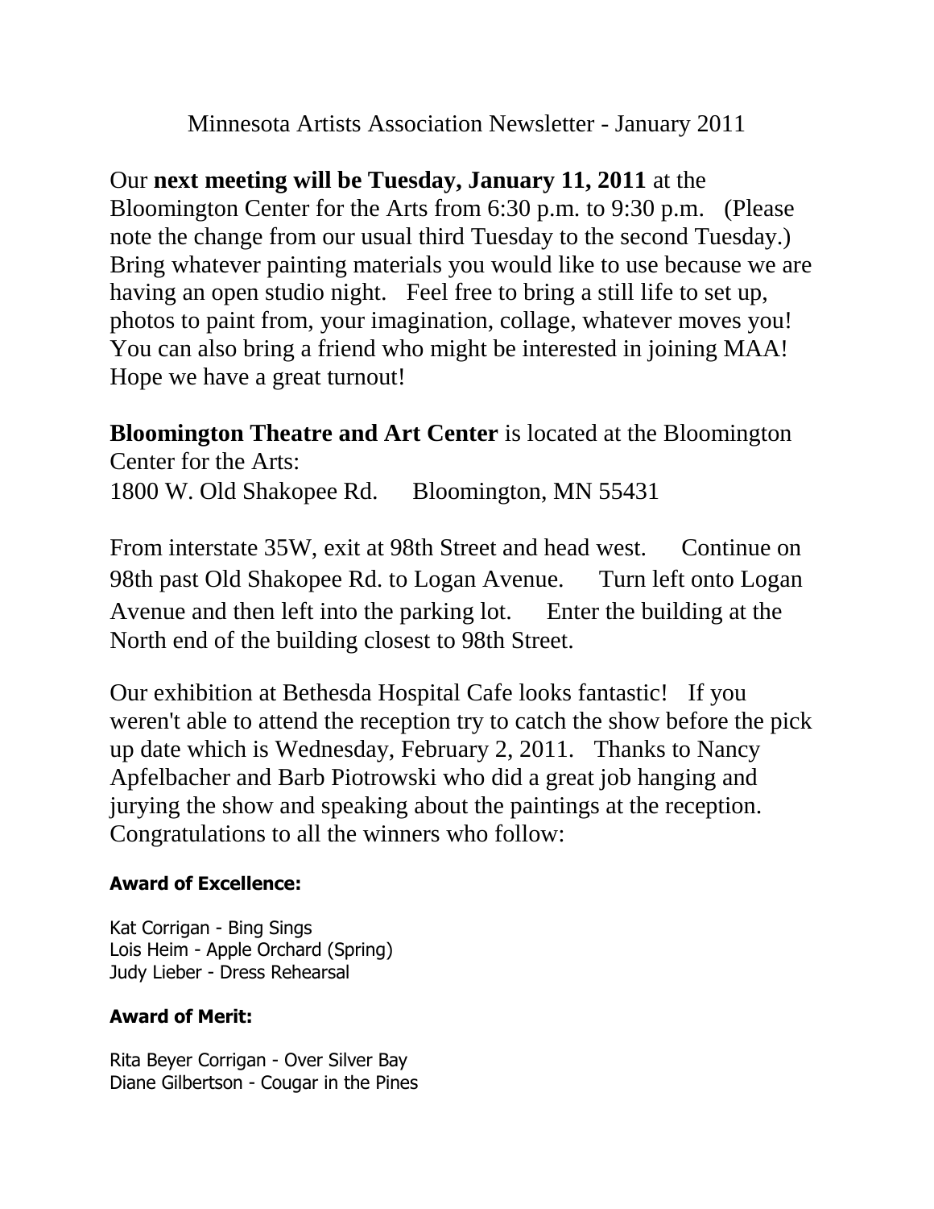Minnesota Artists Association Newsletter - January 2011

Our **next meeting will be Tuesday, January 11, 2011** at the Bloomington Center for the Arts from 6:30 p.m. to 9:30 p.m. (Please note the change from our usual third Tuesday to the second Tuesday.) Bring whatever painting materials you would like to use because we are having an open studio night. Feel free to bring a still life to set up, photos to paint from, your imagination, collage, whatever moves you! You can also bring a friend who might be interested in joining MAA! Hope we have a great turnout!

**Bloomington Theatre and Art Center** is located at the Bloomington Center for the Arts:
1800 W. Old Shakopee Rd. Bloomington, MN 55431

From interstate 35W, exit at 98th Street and head west. Continue on 98th past Old Shakopee Rd. to Logan Avenue. Turn left onto Logan Avenue and then left into the parking lot. Enter the building at the North end of the building closest to 98th Street.

Our exhibition at Bethesda Hospital Cafe looks fantastic! If you weren't able to attend the reception try to catch the show before the pick up date which is Wednesday, February 2, 2011. Thanks to Nancy Apfelbacher and Barb Piotrowski who did a great job hanging and jurying the show and speaking about the paintings at the reception. Congratulations to all the winners who follow:

**Award of Excellence:**

Kat Corrigan - Bing Sings
Lois Heim - Apple Orchard (Spring)
Judy Lieber - Dress Rehearsal

**Award of Merit:**

Rita Beyer Corrigan - Over Silver Bay
Diane Gilbertson - Cougar in the Pines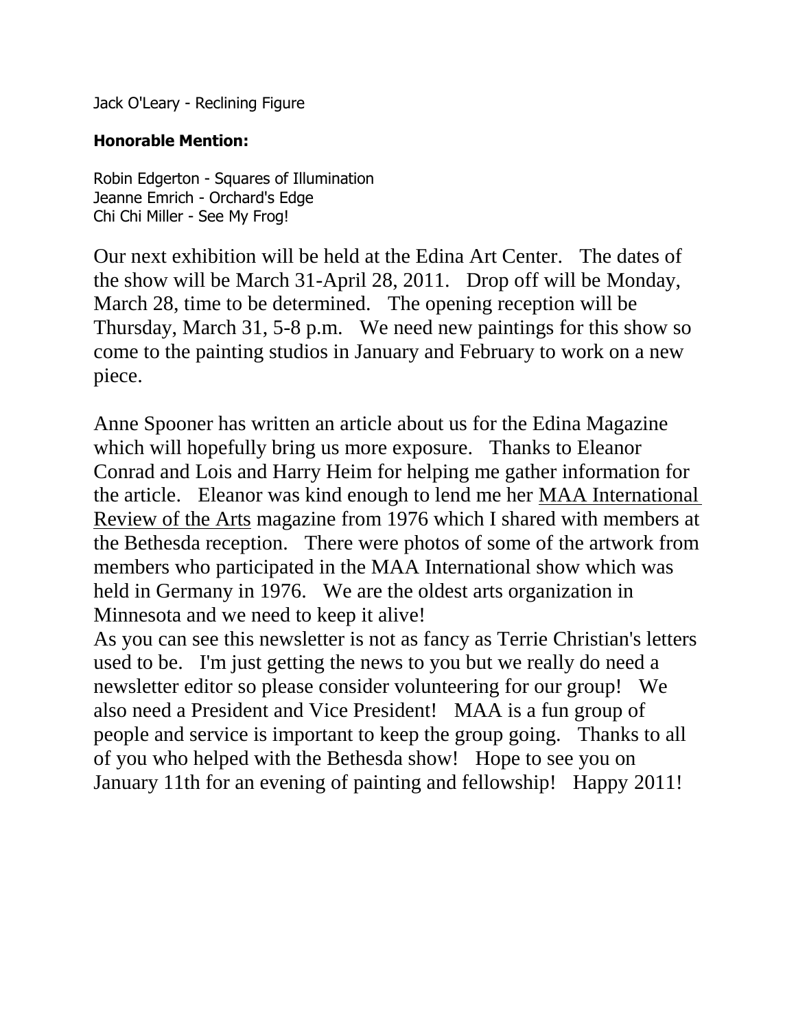Jack O'Leary - Reclining Figure

**Honorable Mention:**

Robin Edgerton - Squares of Illumination
Jeanne Emrich - Orchard's Edge
Chi Chi Miller - See My Frog!

Our next exhibition will be held at the Edina Art Center. The dates of the show will be March 31-April 28, 2011. Drop off will be Monday, March 28, time to be determined. The opening reception will be Thursday, March 31, 5-8 p.m. We need new paintings for this show so come to the painting studios in January and February to work on a new piece.

Anne Spooner has written an article about us for the Edina Magazine which will hopefully bring us more exposure. Thanks to Eleanor Conrad and Lois and Harry Heim for helping me gather information for the article. Eleanor was kind enough to lend me her MAA International Review of the Arts magazine from 1976 which I shared with members at the Bethesda reception. There were photos of some of the artwork from members who participated in the MAA International show which was held in Germany in 1976. We are the oldest arts organization in Minnesota and we need to keep it alive!
As you can see this newsletter is not as fancy as Terrie Christian's letters used to be. I'm just getting the news to you but we really do need a newsletter editor so please consider volunteering for our group! We also need a President and Vice President! MAA is a fun group of people and service is important to keep the group going. Thanks to all of you who helped with the Bethesda show! Hope to see you on January 11th for an evening of painting and fellowship! Happy 2011!